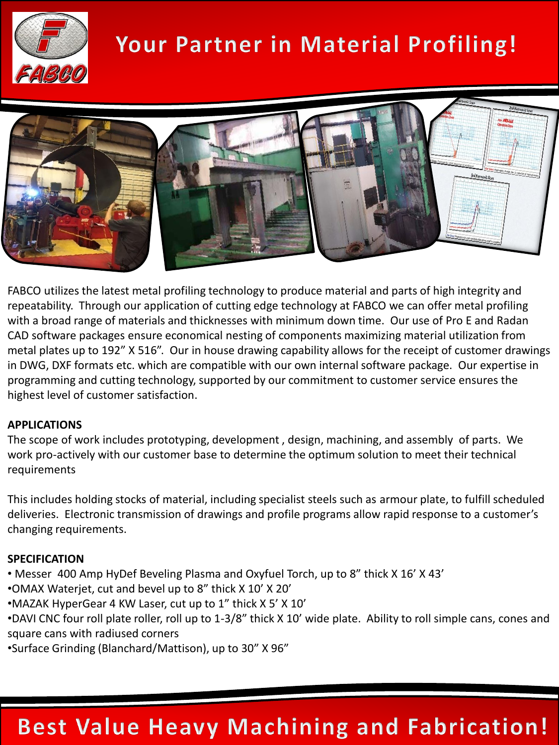# Your Partner in Material Profiling!

FABCO utilizes the latest metal profiling technology to produce material and parts of high integrity and repeatability. Through our application of cutting edge technology at FABCO we can offer metal profiling with a broad range of materials and thicknesses with minimum down time. Our use of Pro E and Radan CAD software packages ensure economical nesting of components maximizing material utilization from metal plates up to 192" X 516". Our in house drawing capability allows for the receipt of customer drawings in DWG, DXF formats etc. which are compatible with our own internal software package. Our expertise in programming and cutting technology, supported by our commitment to customer service ensures the highest level of customer satisfaction.

**APPLICATIONS**

The scope of work includes prototyping, development , design, machining, and assembly of parts. We work pro-actively with our customer base to determine the optimum solution to meet their technical requirements

This includes holding stocks of material, including specialist steels such as armour plate, to fulfill scheduled deliveries. Electronic transmission of drawings and profile programs allow rapid response to a customer's changing requirements.

**SPECIFICATION**

- Messer 400 Amp HyDef Beveling Plasma and Oxyfuel Torch, up to 8" thick X 16' X 43'
- OMAX Waterjet, cut and bevel up to 8" thick X 10' X 20'
- MAZAK HyperGear 4 KW Laser, cut up to 1" thick X 5' X 10'
- DAVI CNC four roll plate roller, roll up to 1-3/8" thick X 10' wide plate. Ability to roll simple cans, cones and square cans with radiused corners
- Surface Grinding (Blanchard/Mattison), up to 30" X 96"

## Best Value Heavy Machining and Fabrication!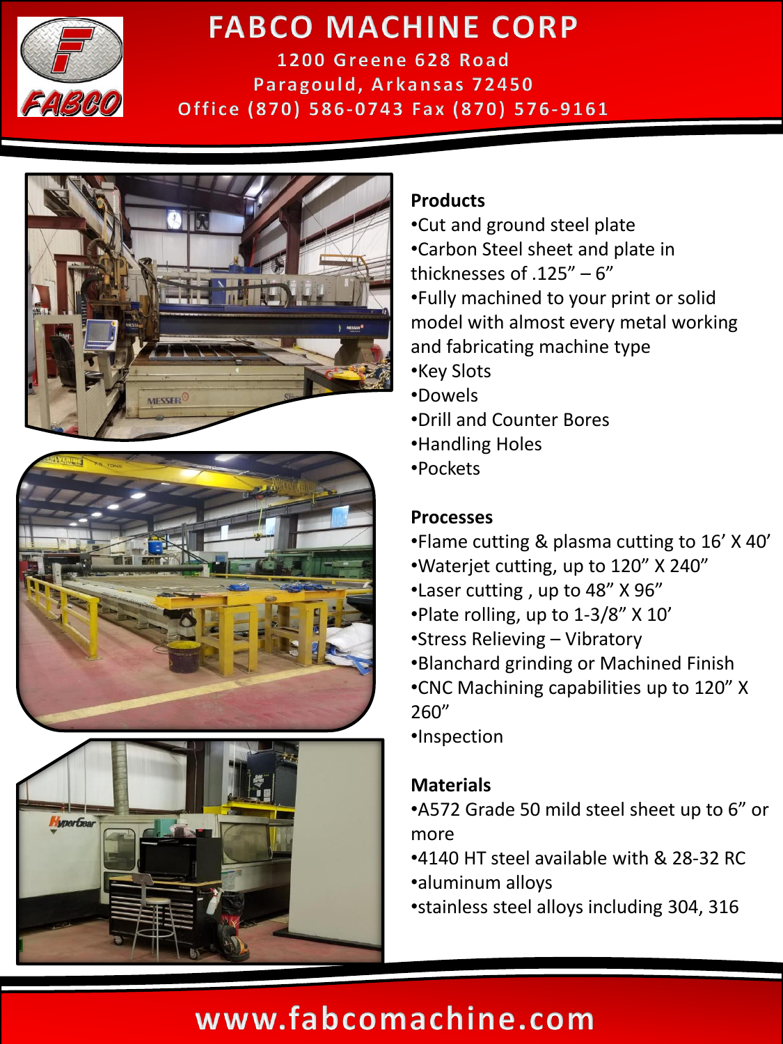# FABCO MACHINE CORP

1200 Greene 628 Road
Paragould, Arkansas 72450
Office (870) 586-0743 Fax (870) 576-9161

**Products**

- Cut and ground steel plate
- Carbon Steel sheet and plate in thicknesses of .125” – 6”
- Fully machined to your print or solid model with almost every metal working and fabricating machine type
- Key Slots
- Dowels
- Drill and Counter Bores
- Handling Holes
- Pockets

**Processes**

- Flame cutting & plasma cutting to 16’ X 40’
- Waterjet cutting, up to 120” X 240”
- Laser cutting , up to 48” X 96”
- Plate rolling, up to 1-3/8” X 10’
- Stress Relieving – Vibratory
- Blanchard grinding or Machined Finish
- CNC Machining capabilities up to 120” X 260”
- Inspection

**Materials**

- A572 Grade 50 mild steel sheet up to 6” or more
- 4140 HT steel available with & 28-32 RC
- aluminum alloys
- stainless steel alloys including 304, 316

www.fabcomachine.com